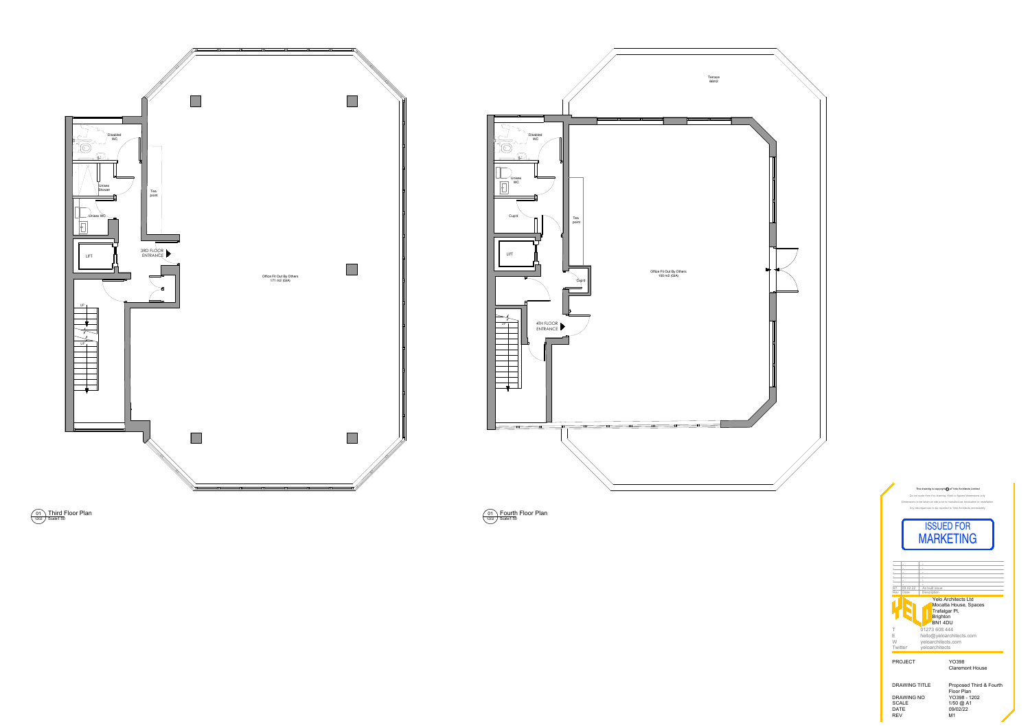Disabled WC

Unisex Shower

Unisex WC

Tea point

LIFT

3RD FLOOR ENTRANCE

Office Fit Out By Others
171 m2 (GIA)

UP

UP

01 Third Floor Plan
1202 Scale1:50

Terrace
66m2

Disabled WC

Unisex WC

Cupd

Tea point

LIFT

Cupd

4TH FLOOR ENTRANCE

Office Fit Out By Others
100 m2 (GIA)

UP

01 Fourth Floor Plan
1202 Scale1:50

This drawing is copyright © of Yelo Architects Limited

Do not scale from this drawing. Work to figured dimensions only.

Dimensions to be taken on site prior to manufacture, fabrication or installation.

Any discrepancies to be reported to Yelo Architects immediately.

ISSUED FOR MARKETING

| Rev | Date | Description |
| --- | --- | --- |
| M1 | 09.02.22 | As built issue |

Yelo Architects Ltd
Mocatta House, Spaces
Trafalgar Pl,
Brighton
BN1 4DU

T 01273 608 444
E hello@yeloarchitects.com
W yeloarchitects.com
Twitter yeloarchitects

PROJECT YO398
Claremont House

DRAWING TITLE Proposed Third & Fourth Floor Plan
DRAWING NO YO398 - 1202
SCALE 1/50 @ A1
DATE 09/02/22
REV M1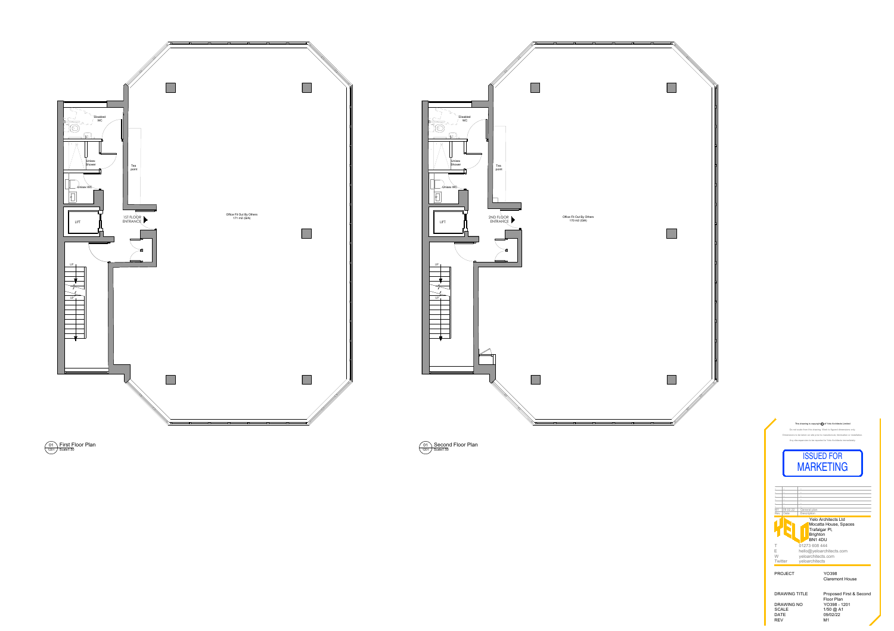Disabled WC

Unisex Shower

Tea point

Unisex WC

LIFT

1ST FLOOR ENTRANCE

Office Fit Out By Others
171 m2 (GIA)

UP

UP

01 First Floor Plan
1201 Scale1:50

Disabled WC

Unisex Shower

Tea point

Unisex WC

LIFT

2ND FLOOR ENTRANCE

Office Fit Out By Others
170 m2 (GIA)

UP

UP

01 Second Floor Plan
1201 Scale1:50

This drawing is copyright © of Yelo Architects Limited

Do not scale from this drawing. Work to figured dimensions only.

Dimensions to be taken on site prior to manufacture, fabrication or installation.

Any discrepancies to be reported to Yelo Architects immediately.

ISSUED FOR MARKETING

| Rev | Date | Description |
| --- | --- | --- |
| M1 | 09.02.22 | General plan |

Yelo Architects Ltd
Mocatta House, Spaces
Trafalgar Pl,
Brighton
BN1 4DU

| | |
| --- | --- |
| T | 01273 608 444 |
| E | hello@yeloarchitects.com |
| W | yeloarchitects.com |
| Twitter | yeloarchitects |

| | |
| --- | --- |
| PROJECT | YO398 Claremont House |
| DRAWING TITLE | Proposed First & Second Floor Plan |
| DRAWING NO | YO398 - 1201 |
| SCALE | 1/50 @ A1 |
| DATE | 09/02/22 |
| REV | M1 |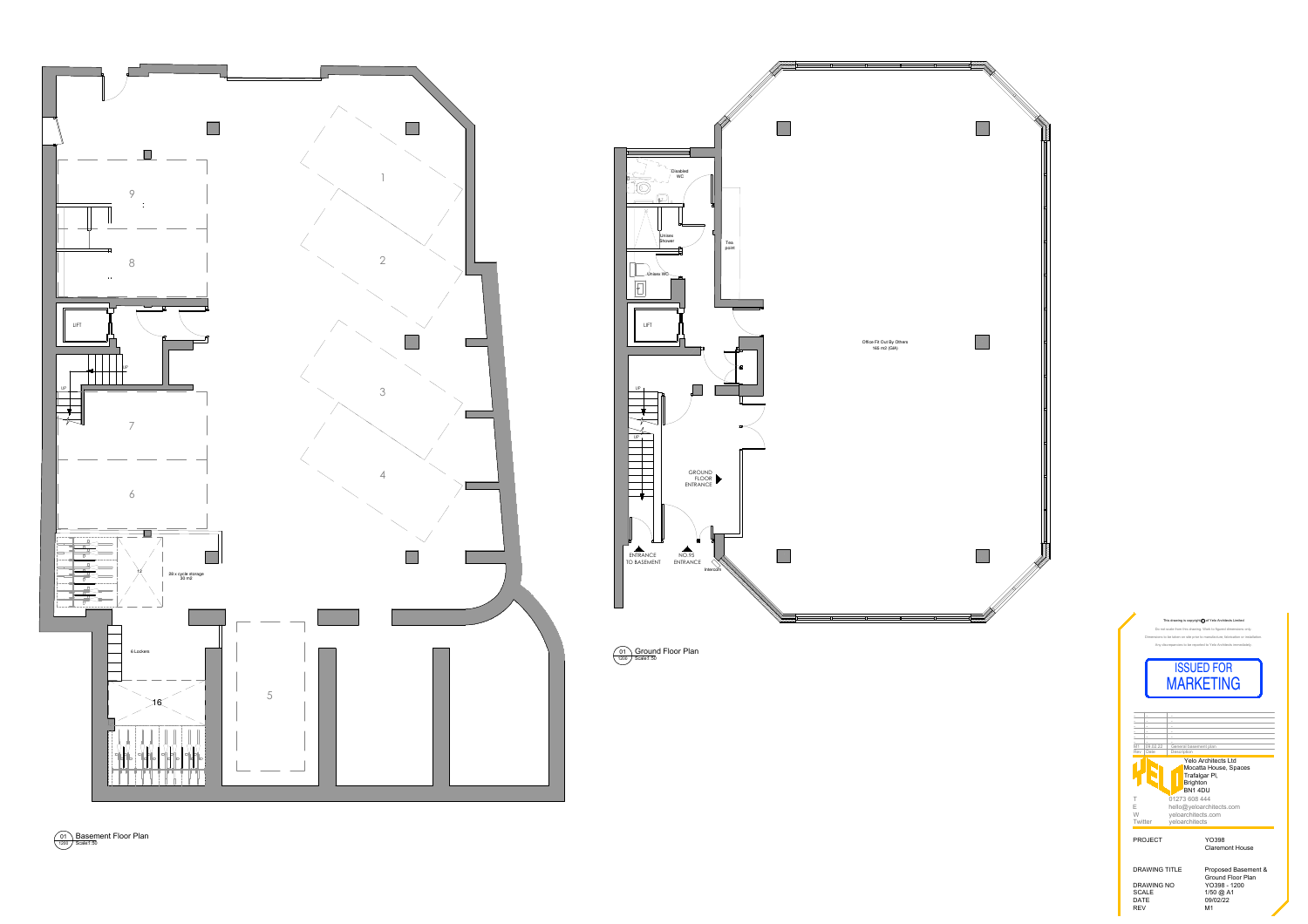9

8

LIFT

UP

UP

7

6

12

28 x cycle storage
30 m2

6 Lockers

16

5

1

2

3

4

01 Basement Floor Plan
1200 Scale1:50

Disabled WC

Unisex Shower

Tea point

Unisex WC

LIFT

UP

UP

GROUND FLOOR ENTRANCE

ENTRANCE TO BASEMENT

NO.95 ENTRANCE

Intercom

Office Fit Out By Others
166 m2 (GIA)

01 Ground Floor Plan
1200 Scale1:50

This drawing is copyright © of Yelo Architects Limited

Do not scale from this drawing. Work to figured dimensions only.

Dimensions to be taken on site prior to manufacture, fabrication or installation.

Any discrepancies to be reported to Yelo Architects immediately.

ISSUED FOR MARKETING

| Rev | Date | Description |
|---|---|---|
| M1 | 09.02.22 | Generic basement plan |

Yelo Architects Ltd
Mocatta House, Spaces
Trafalgar Pl,
Brighton
BN1 4DU

T 01273 608 444
E hello@yeloarchitects.com
W yeloarchitects.com
Twitter yeloarchitects

| | |
|---|---|
| PROJECT | YO398 Claremont House |
| DRAWING TITLE | Proposed Basement & Ground Floor Plan |
| DRAWING NO | YO398 - 1200 |
| SCALE | 1/50 @ A1 |
| DATE | 09/02/22 |
| REV | M1 |